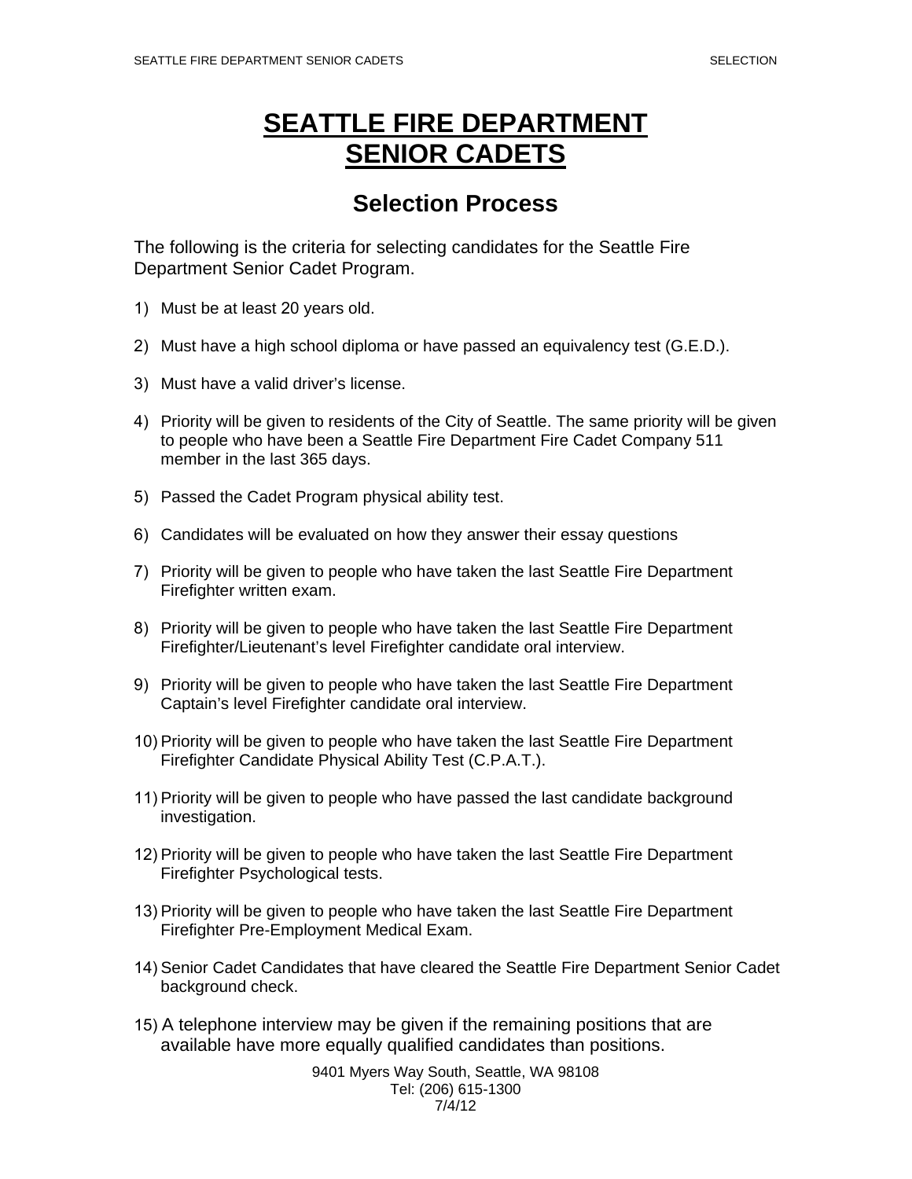# SEATTLE FIRE DEPARTMENT SENIOR CADETS

## Selection Process

The following is the criteria for selecting candidates for the Seattle Fire Department Senior Cadet Program.

1) Must be at least 20 years old.
2) Must have a high school diploma or have passed an equivalency test (G.E.D.).
3) Must have a valid driver's license.
4) Priority will be given to residents of the City of Seattle. The same priority will be given to people who have been a Seattle Fire Department Fire Cadet Company 511 member in the last 365 days.
5) Passed the Cadet Program physical ability test.
6) Candidates will be evaluated on how they answer their essay questions
7) Priority will be given to people who have taken the last Seattle Fire Department Firefighter written exam.
8) Priority will be given to people who have taken the last Seattle Fire Department Firefighter/Lieutenant's level Firefighter candidate oral interview.
9) Priority will be given to people who have taken the last Seattle Fire Department Captain's level Firefighter candidate oral interview.
10) Priority will be given to people who have taken the last Seattle Fire Department Firefighter Candidate Physical Ability Test (C.P.A.T.).
11) Priority will be given to people who have passed the last candidate background investigation.
12) Priority will be given to people who have taken the last Seattle Fire Department Firefighter Psychological tests.
13) Priority will be given to people who have taken the last Seattle Fire Department Firefighter Pre-Employment Medical Exam.
14) Senior Cadet Candidates that have cleared the Seattle Fire Department Senior Cadet background check.
15) A telephone interview may be given if the remaining positions that are available have more equally qualified candidates than positions.

9401 Myers Way South, Seattle, WA 98108
Tel: (206) 615-1300
7/4/12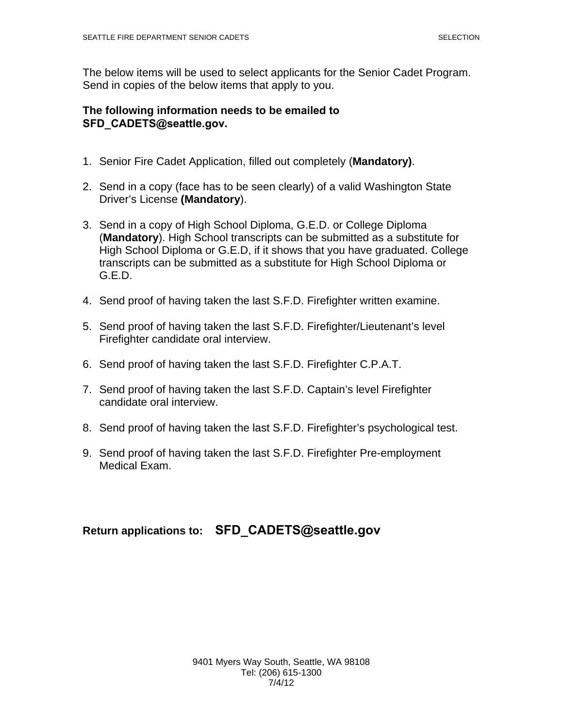The below items will be used to select applicants for the Senior Cadet Program. Send in copies of the below items that apply to you.

**The following information needs to be emailed to SFD_CADETS@seattle.gov.**

1. Senior Fire Cadet Application, filled out completely (**Mandatory)**.
2. Send in a copy (face has to be seen clearly) of a valid Washington State Driver's License **(Mandatory**).
3. Send in a copy of High School Diploma, G.E.D. or College Diploma (**Mandatory**). High School transcripts can be submitted as a substitute for High School Diploma or G.E.D, if it shows that you have graduated. College transcripts can be submitted as a substitute for High School Diploma or G.E.D.
4. Send proof of having taken the last S.F.D. Firefighter written examine.
5. Send proof of having taken the last S.F.D. Firefighter/Lieutenant's level Firefighter candidate oral interview.
6. Send proof of having taken the last S.F.D. Firefighter C.P.A.T.
7. Send proof of having taken the last S.F.D. Captain's level Firefighter candidate oral interview.
8. Send proof of having taken the last S.F.D. Firefighter's psychological test.
9. Send proof of having taken the last S.F.D. Firefighter Pre-employment Medical Exam.

**Return applications to:** **SFD_CADETS@seattle.gov**

9401 Myers Way South, Seattle, WA 98108
Tel: (206) 615-1300
7/4/12